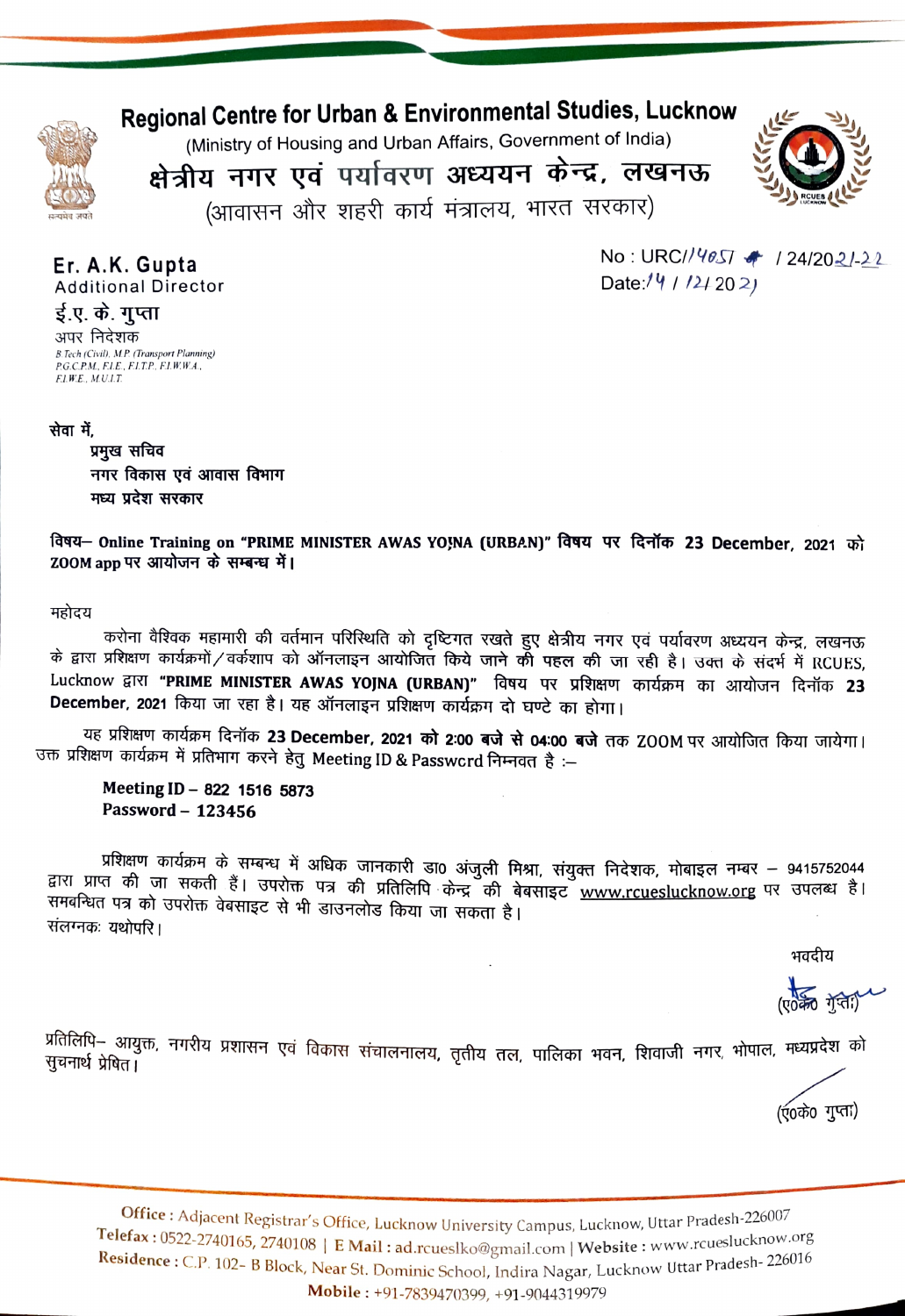# Regional Centre for Urban & Environmental Studies, Lucknow

(Ministry of Housing and Urban Affairs, Government of India)

# क्षेत्रीय नगर एवं पर्यावरण अध्ययन केन्द्र, लखनऊ

(आवासन और शहरी कार्य मंत्रालय, भारत सरकार)

**Er. A.K. Gupta**
Additional Director

**ई.ए. के. गुप्ता**
अपर निदेशक
*B Tech (Civil), M.P. (Transport Planning) P.G.C.P.M., F.I.E., F.I.T.P., F.I.W.W.A., F.I.W.E., M.U.I.T.*

No : URC/14051 / 24/2021-22
Date: 14 / 12/ 2021

**सेवा में,**
**प्रमुख सचिव**
**नगर विकास एवं आवास विभाग**
**मध्य प्रदेश सरकार**

**विषय– Online Training on "PRIME MINISTER AWAS YOJNA (URBAN)" विषय पर दिनॉक 23 December, 2021 को ZOOM app पर आयोजन के सम्बन्ध में।**

महोदय

करोना वैश्विक महामारी की वर्तमान परिस्थिति को दृष्टिगत रखते हुए क्षेत्रीय नगर एवं पर्यावरण अध्ययन केन्द्र, लखनऊ के द्वारा प्रशिक्षण कार्यक्रमों/वर्कशाप को ऑनलाइन आयोजित किये जाने की पहल की जा रही है। उक्त के संदर्भ में RCUES, Lucknow द्वारा **"PRIME MINISTER AWAS YOJNA (URBAN)"** विषय पर प्रशिक्षण कार्यक्रम का आयोजन दिनॉक **23 December, 2021** किया जा रहा है। यह ऑनलाइन प्रशिक्षण कार्यक्रम दो घण्टे का होगा।

यह प्रशिक्षण कार्यक्रम दिनॉक **23 December, 2021 को 2:00 बजे से 04:00 बजे** तक ZOOM पर आयोजित किया जायेगा। उक्त प्रशिक्षण कार्यक्रम में प्रतिभाग करने हेतु Meeting ID & Password निम्नवत है :–

**Meeting ID – 822 1516 5873**
**Password – 123456**

प्रशिक्षण कार्यक्रम के सम्बन्ध में अधिक जानकारी डा0 अंजुली मिश्रा, संयुक्त निदेशक, मोबाइल नम्बर – 9415752044 द्वारा प्राप्त की जा सकती हैं। उपरोक्त पत्र की प्रतिलिपि केन्द्र की बेबसाइट www.rcueslucknow.org पर उपलब्ध है। समबन्धित पत्र को उपरोक्त वेबसाइट से भी डाउनलोड किया जा सकता है।
संलग्नकः यथोपरि।

भवदीय

(ए0के0 गुप्ता)

प्रतिलिपि– आयुक्त, नगरीय प्रशासन एवं विकास संचालनालय, तृतीय तल, पालिका भवन, शिवाजी नगर, भोपाल, मध्यप्रदेश को सुचनार्थ प्रेषित।

(ए0के0 गुप्ता)

**Office :** Adjacent Registrar's Office, Lucknow University Campus, Lucknow, Uttar Pradesh-226007
**Telefax :** 0522-2740165, 2740108 | **E Mail :** ad.rcueslko@gmail.com | **Website :** www.rcueslucknow.org
**Residence :** C.P. 102- B Block, Near St. Dominic School, Indira Nagar, Lucknow Uttar Pradesh- 226016
**Mobile :** +91-7839470399, +91-9044319979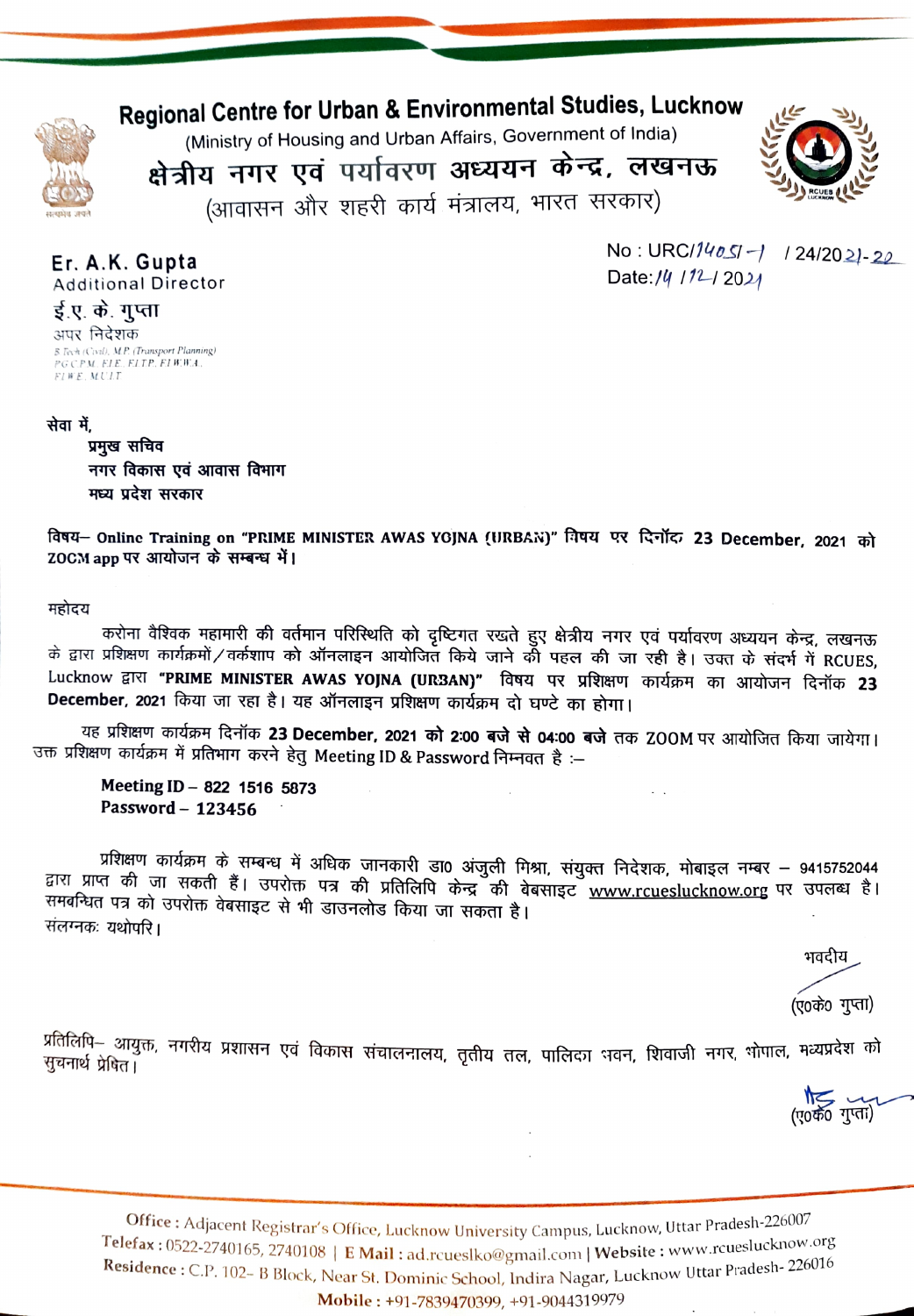# Regional Centre for Urban & Environmental Studies, Lucknow

(Ministry of Housing and Urban Affairs, Government of India)

# क्षेत्रीय नगर एवं पर्यावरण अध्ययन केन्द्र, लखनऊ

(आवासन और शहरी कार्य मंत्रालय, भारत सरकार)

**Er. A.K. Gupta**
Additional Director
ई.ए. के. गुप्ता
अपर निदेशक
B.Tech (Civil), M.P. (Transport Planning)
PGCPM, FIE, FITP, FIWWA,
FIWE, MUIT

No : URC/14051-1 / 24/2021-22
Date: 14 /12/ 2021

सेवा में,

**प्रमुख सचिव**
**नगर विकास एवं आवास विभाग**
**मध्य प्रदेश सरकार**

**विषय– Online Training on "PRIME MINISTER AWAS YOJNA (URBAN)" विषय पर दिनॉक 23 December, 2021 को ZOOM app पर आयोजन के सम्बन्ध में।**

महोदय

करोना वैश्विक महामारी की वर्तमान परिस्थिति को दृष्टिगत रखते हुए क्षेत्रीय नगर एवं पर्यावरण अध्ययन केन्द्र, लखनऊ के द्वारा प्रशिक्षण कार्यक्रमों/वर्कशाप को ऑनलाइन आयोजित किये जाने की पहल की जा रही है। उक्त के संदर्भ में RCUES, Lucknow द्वारा **"PRIME MINISTER AWAS YOJNA (URBAN)"** विषय पर प्रशिक्षण कार्यक्रम का आयोजन दिनॉक **23 December, 2021** किया जा रहा है। यह ऑनलाइन प्रशिक्षण कार्यक्रम दो घण्टे का होगा।

यह प्रशिक्षण कार्यक्रम दिनॉक **23 December, 2021 को 2:00 बजे से 04:00 बजे** तक ZOOM पर आयोजित किया जायेगा। उक्त प्रशिक्षण कार्यक्रम में प्रतिभाग करने हेतु Meeting ID & Password निम्नवत है :–

**Meeting ID – 822 1516 5873**
**Password – 123456**

प्रशिक्षण कार्यक्रम के सम्बन्ध में अधिक जानकारी डा0 अंजुली मिश्रा, संयुक्त निदेशक, मोबाइल नम्बर – 9415752044 द्वारा प्राप्त की जा सकती हैं। उपरोक्त पत्र की प्रतिलिपि केन्द्र की बेबसाइट www.rcueslucknow.org पर उपलब्ध है। समवन्धित पत्र को उपरोक्त वेबसाइट से भी डाउनलोड किया जा सकता है।
संलग्नकः यथोपरि।

भवदीय

(ए0के0 गुप्ता)

प्रतिलिपि– आयुक्त, नगरीय प्रशासन एवं विकास संचालनालय, तृतीय तल, पालिका भवन, शिवाजी नगर, भोपाल, मध्यप्रदेश को सुचनार्थ प्रेषित।

(ए0के0 गुप्ता)

**Office :** Adjacent Registrar's Office, Lucknow University Campus, Lucknow, Uttar Pradesh-226007
**Telefax :** 0522-2740165, 2740108 | **E Mail :** ad.rcueslko@gmail.com | **Website :** www.rcueslucknow.org
**Residence :** C.P. 102- B Block, Near St. Dominic School, Indira Nagar, Lucknow Uttar Pradesh- 226016
**Mobile :** +91-7839470399, +91-9044319979